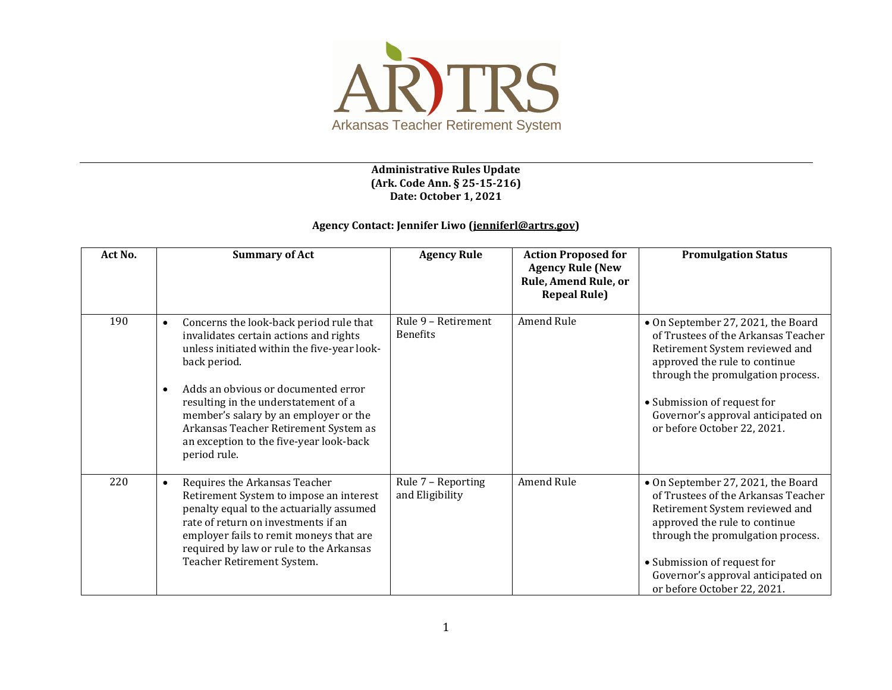ARTRS
Arkansas Teacher Retirement System

**Administrative Rules Update**
**(Ark. Code Ann. § 25-15-216)**
**Date: October 1, 2021**

**Agency Contact: Jennifer Liwo (jenniferl@artrs.gov)**

| Act No. | Summary of Act | Agency Rule | Action Proposed for Agency Rule (New Rule, Amend Rule, or Repeal Rule) | Promulgation Status |
|---|---|---|---|---|
| 190 | • Concerns the look-back period rule that invalidates certain actions and rights unless initiated within the five-year look-back period.<br><br>• Adds an obvious or documented error resulting in the understatement of a member's salary by an employer or the Arkansas Teacher Retirement System as an exception to the five-year look-back period rule. | Rule 9 – Retirement Benefits | Amend Rule | • On September 27, 2021, the Board of Trustees of the Arkansas Teacher Retirement System reviewed and approved the rule to continue through the promulgation process.<br><br>• Submission of request for Governor's approval anticipated on or before October 22, 2021. |
| 220 | • Requires the Arkansas Teacher Retirement System to impose an interest penalty equal to the actuarially assumed rate of return on investments if an employer fails to remit moneys that are required by law or rule to the Arkansas Teacher Retirement System. | Rule 7 – Reporting and Eligibility | Amend Rule | • On September 27, 2021, the Board of Trustees of the Arkansas Teacher Retirement System reviewed and approved the rule to continue through the promulgation process.<br><br>• Submission of request for Governor's approval anticipated on or before October 22, 2021. |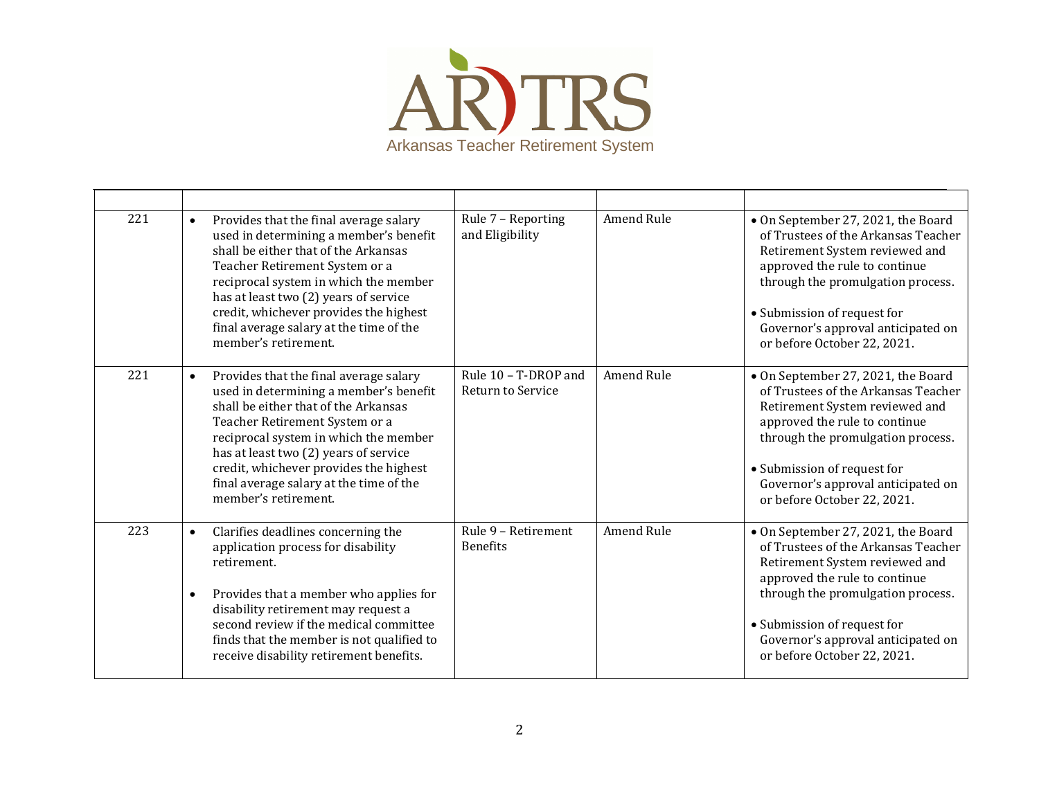AR TRS
Arkansas Teacher Retirement System

| | | | | |
|---|---|---|---|---|
| 221 | • Provides that the final average salary used in determining a member's benefit shall be either that of the Arkansas Teacher Retirement System or a reciprocal system in which the member has at least two (2) years of service credit, whichever provides the highest final average salary at the time of the member's retirement. | Rule 7 – Reporting and Eligibility | Amend Rule | • On September 27, 2021, the Board of Trustees of the Arkansas Teacher Retirement System reviewed and approved the rule to continue through the promulgation process.<br><br>• Submission of request for Governor's approval anticipated on or before October 22, 2021. |
| 221 | • Provides that the final average salary used in determining a member's benefit shall be either that of the Arkansas Teacher Retirement System or a reciprocal system in which the member has at least two (2) years of service credit, whichever provides the highest final average salary at the time of the member's retirement. | Rule 10 – T-DROP and Return to Service | Amend Rule | • On September 27, 2021, the Board of Trustees of the Arkansas Teacher Retirement System reviewed and approved the rule to continue through the promulgation process.<br><br>• Submission of request for Governor's approval anticipated on or before October 22, 2021. |
| 223 | • Clarifies deadlines concerning the application process for disability retirement.<br><br>• Provides that a member who applies for disability retirement may request a second review if the medical committee finds that the member is not qualified to receive disability retirement benefits. | Rule 9 – Retirement Benefits | Amend Rule | • On September 27, 2021, the Board of Trustees of the Arkansas Teacher Retirement System reviewed and approved the rule to continue through the promulgation process.<br><br>• Submission of request for Governor's approval anticipated on or before October 22, 2021. |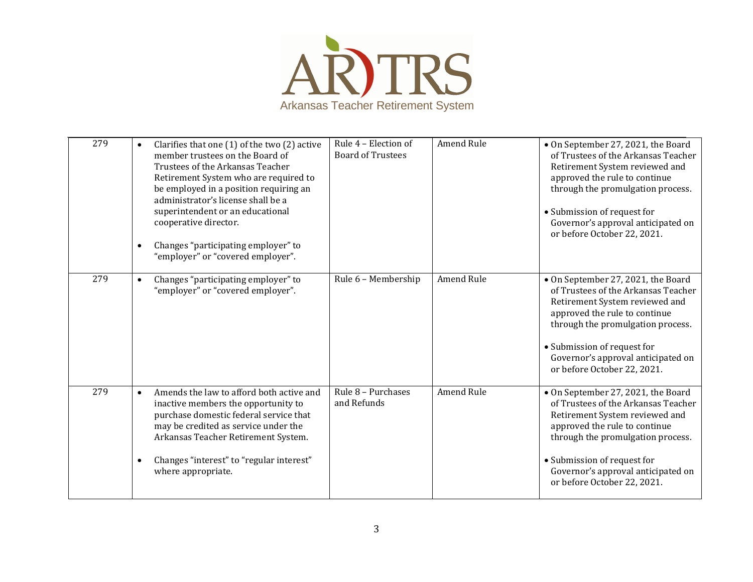Arkansas Teacher Retirement System

| 279 | • Clarifies that one (1) of the two (2) active member trustees on the Board of Trustees of the Arkansas Teacher Retirement System who are required to be employed in a position requiring an administrator's license shall be a superintendent or an educational cooperative director.<br><br>• Changes "participating employer" to "employer" or "covered employer". | Rule 4 – Election of Board of Trustees | Amend Rule | • On September 27, 2021, the Board of Trustees of the Arkansas Teacher Retirement System reviewed and approved the rule to continue through the promulgation process.<br><br>• Submission of request for Governor's approval anticipated on or before October 22, 2021. |
|---|---|---|---|---|
| 279 | • Changes "participating employer" to "employer" or "covered employer". | Rule 6 – Membership | Amend Rule | • On September 27, 2021, the Board of Trustees of the Arkansas Teacher Retirement System reviewed and approved the rule to continue through the promulgation process.<br><br>• Submission of request for Governor's approval anticipated on or before October 22, 2021. |
| 279 | • Amends the law to afford both active and inactive members the opportunity to purchase domestic federal service that may be credited as service under the Arkansas Teacher Retirement System.<br><br>• Changes "interest" to "regular interest" where appropriate. | Rule 8 – Purchases and Refunds | Amend Rule | • On September 27, 2021, the Board of Trustees of the Arkansas Teacher Retirement System reviewed and approved the rule to continue through the promulgation process.<br><br>• Submission of request for Governor's approval anticipated on or before October 22, 2021. |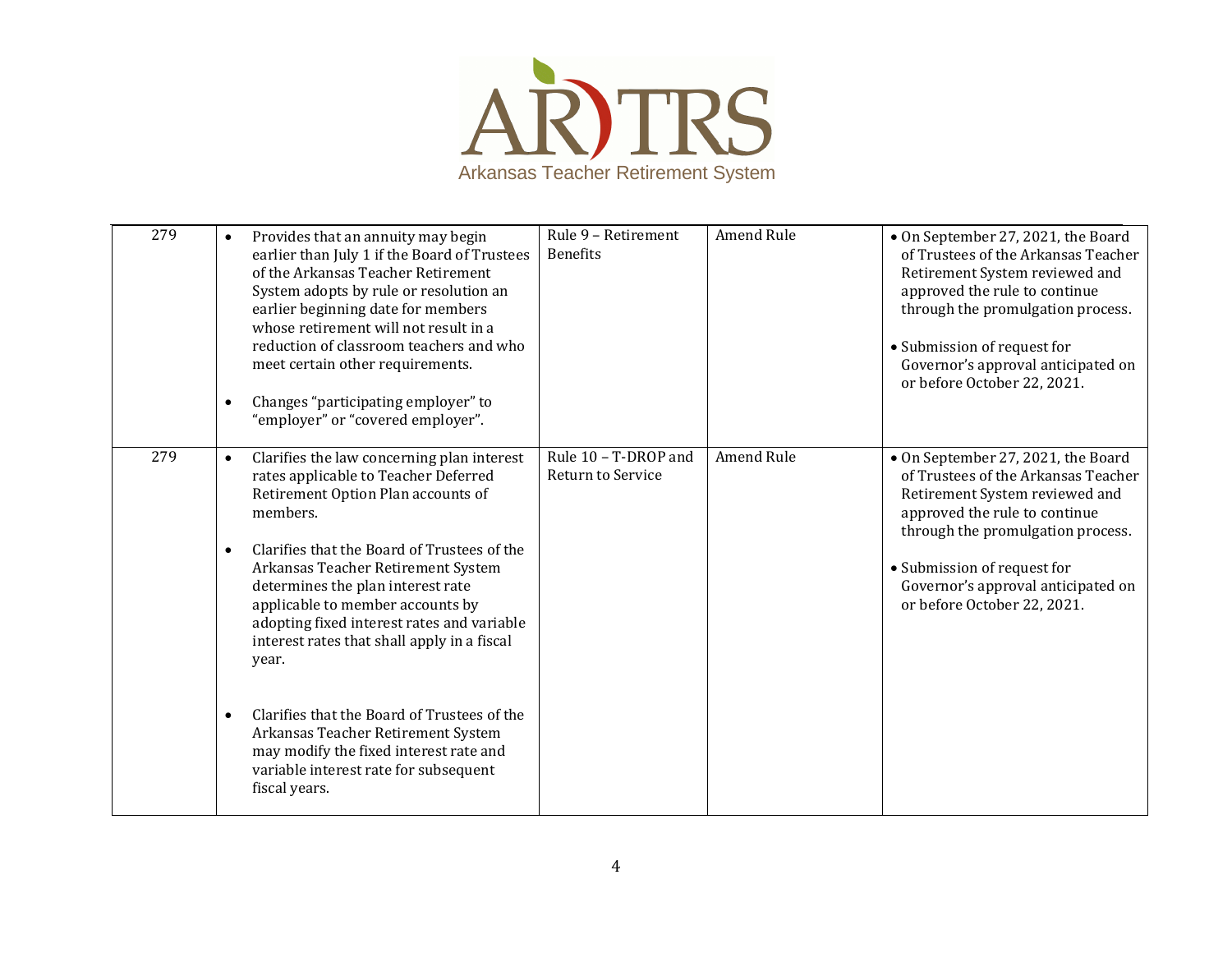| 279 | • Provides that an annuity may begin earlier than July 1 if the Board of Trustees of the Arkansas Teacher Retirement System adopts by rule or resolution an earlier beginning date for members whose retirement will not result in a reduction of classroom teachers and who meet certain other requirements.<br><br>• Changes "participating employer" to "employer" or "covered employer". | Rule 9 – Retirement Benefits | Amend Rule | • On September 27, 2021, the Board of Trustees of the Arkansas Teacher Retirement System reviewed and approved the rule to continue through the promulgation process.<br><br>• Submission of request for Governor's approval anticipated on or before October 22, 2021. |
|---|---|---|---|---|
| 279 | • Clarifies the law concerning plan interest rates applicable to Teacher Deferred Retirement Option Plan accounts of members.<br><br>• Clarifies that the Board of Trustees of the Arkansas Teacher Retirement System determines the plan interest rate applicable to member accounts by adopting fixed interest rates and variable interest rates that shall apply in a fiscal year.<br><br>• Clarifies that the Board of Trustees of the Arkansas Teacher Retirement System may modify the fixed interest rate and variable interest rate for subsequent fiscal years. | Rule 10 – T-DROP and Return to Service | Amend Rule | • On September 27, 2021, the Board of Trustees of the Arkansas Teacher Retirement System reviewed and approved the rule to continue through the promulgation process.<br><br>• Submission of request for Governor's approval anticipated on or before October 22, 2021. |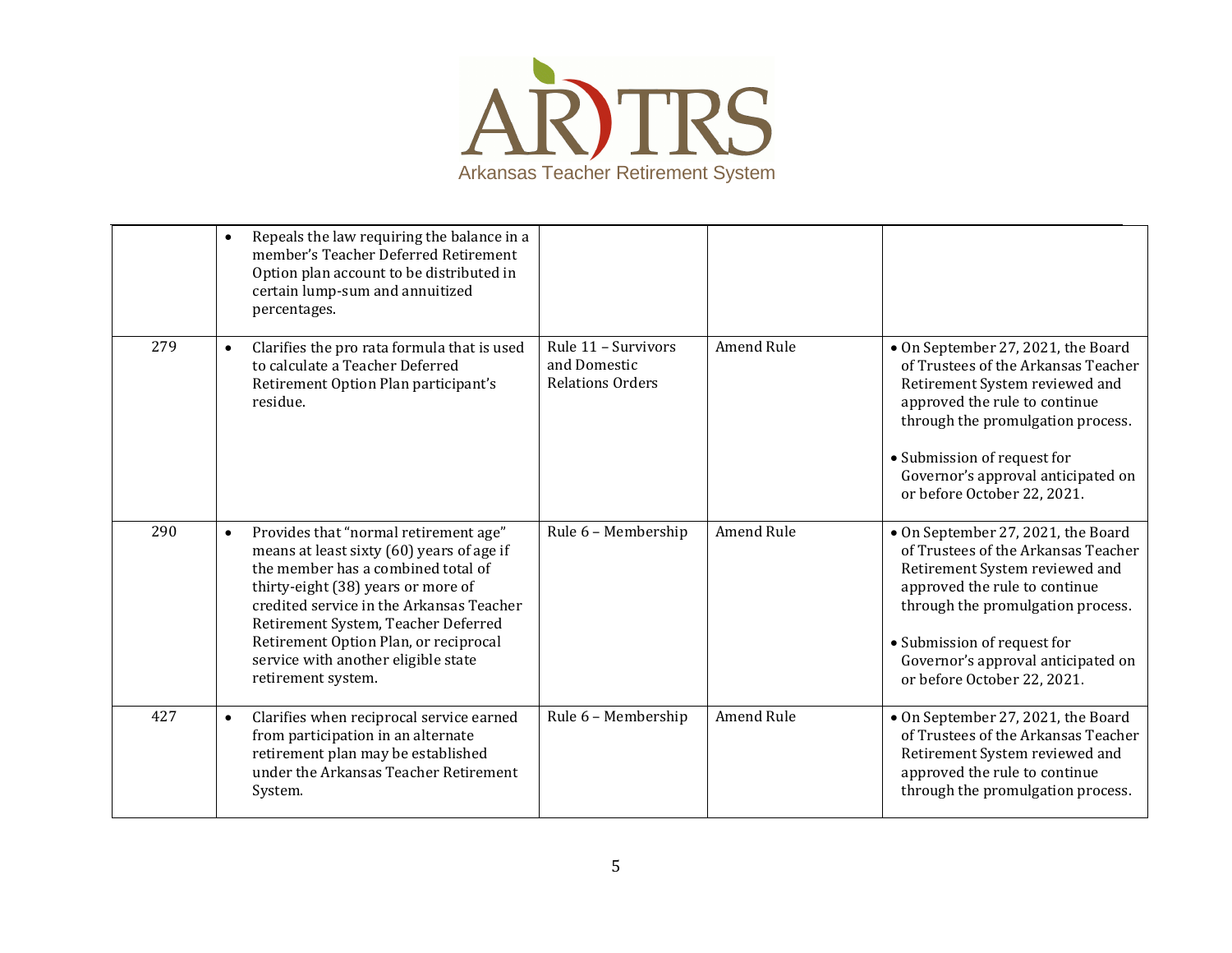Arkansas Teacher Retirement System

| | | | | |
|---|---|---|---|---|
| | • Repeals the law requiring the balance in a member's Teacher Deferred Retirement Option plan account to be distributed in certain lump-sum and annuitized percentages. | | | |
| 279 | • Clarifies the pro rata formula that is used to calculate a Teacher Deferred Retirement Option Plan participant's residue. | Rule 11 – Survivors and Domestic Relations Orders | Amend Rule | • On September 27, 2021, the Board of Trustees of the Arkansas Teacher Retirement System reviewed and approved the rule to continue through the promulgation process.<br><br>• Submission of request for Governor's approval anticipated on or before October 22, 2021. |
| 290 | • Provides that "normal retirement age" means at least sixty (60) years of age if the member has a combined total of thirty-eight (38) years or more of credited service in the Arkansas Teacher Retirement System, Teacher Deferred Retirement Option Plan, or reciprocal service with another eligible state retirement system. | Rule 6 – Membership | Amend Rule | • On September 27, 2021, the Board of Trustees of the Arkansas Teacher Retirement System reviewed and approved the rule to continue through the promulgation process.<br><br>• Submission of request for Governor's approval anticipated on or before October 22, 2021. |
| 427 | • Clarifies when reciprocal service earned from participation in an alternate retirement plan may be established under the Arkansas Teacher Retirement System. | Rule 6 – Membership | Amend Rule | • On September 27, 2021, the Board of Trustees of the Arkansas Teacher Retirement System reviewed and approved the rule to continue through the promulgation process. |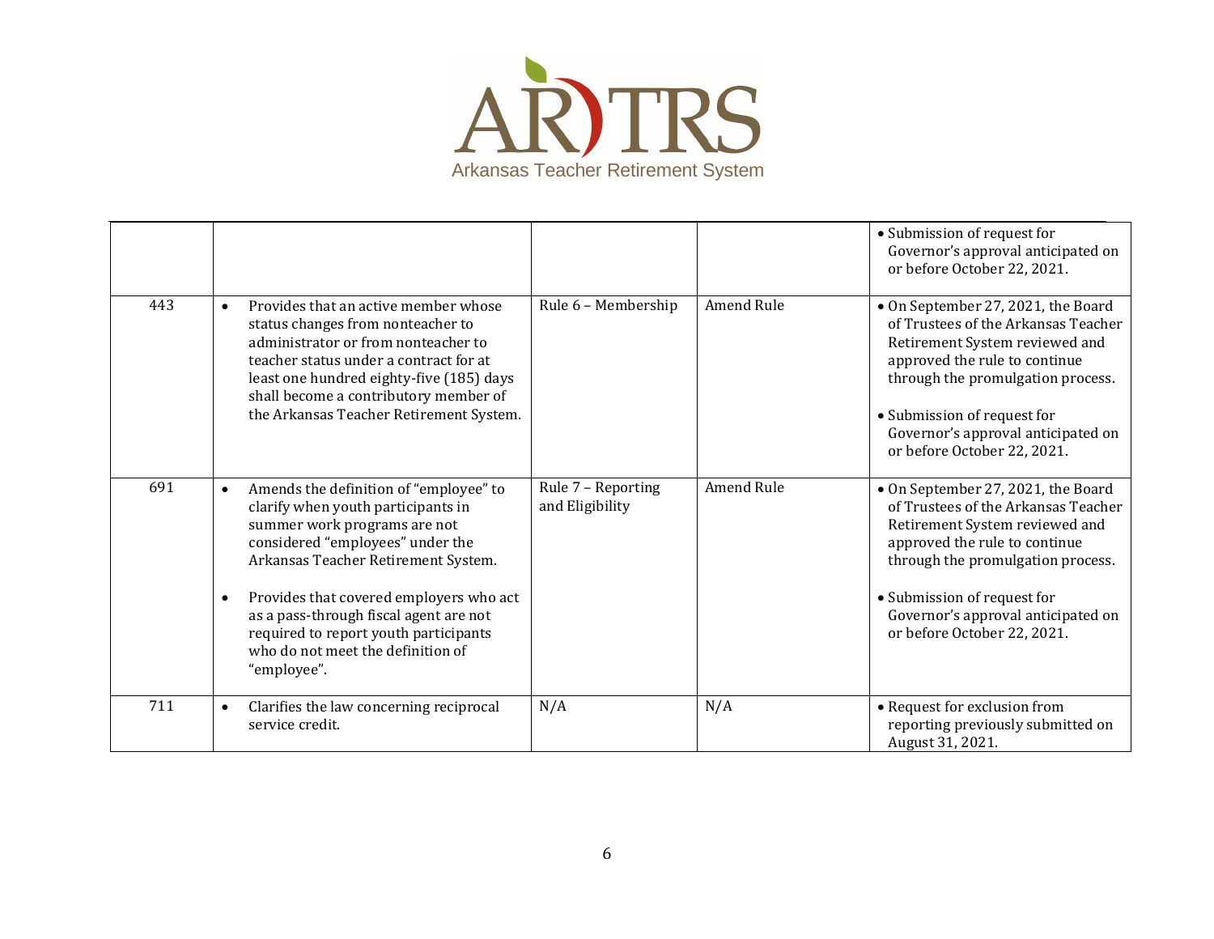| | | | | |
|---|---|---|---|---|
| | | | | • Submission of request for Governor's approval anticipated on or before October 22, 2021. |
| 443 | • Provides that an active member whose status changes from nonteacher to administrator or from nonteacher to teacher status under a contract for at least one hundred eighty-five (185) days shall become a contributory member of the Arkansas Teacher Retirement System. | Rule 6 – Membership | Amend Rule | • On September 27, 2021, the Board of Trustees of the Arkansas Teacher Retirement System reviewed and approved the rule to continue through the promulgation process.<br><br>• Submission of request for Governor's approval anticipated on or before October 22, 2021. |
| 691 | • Amends the definition of "employee" to clarify when youth participants in summer work programs are not considered "employees" under the Arkansas Teacher Retirement System.<br><br>• Provides that covered employers who act as a pass-through fiscal agent are not required to report youth participants who do not meet the definition of "employee". | Rule 7 – Reporting and Eligibility | Amend Rule | • On September 27, 2021, the Board of Trustees of the Arkansas Teacher Retirement System reviewed and approved the rule to continue through the promulgation process.<br><br>• Submission of request for Governor's approval anticipated on or before October 22, 2021. |
| 711 | • Clarifies the law concerning reciprocal service credit. | N/A | N/A | • Request for exclusion from reporting previously submitted on August 31, 2021. |